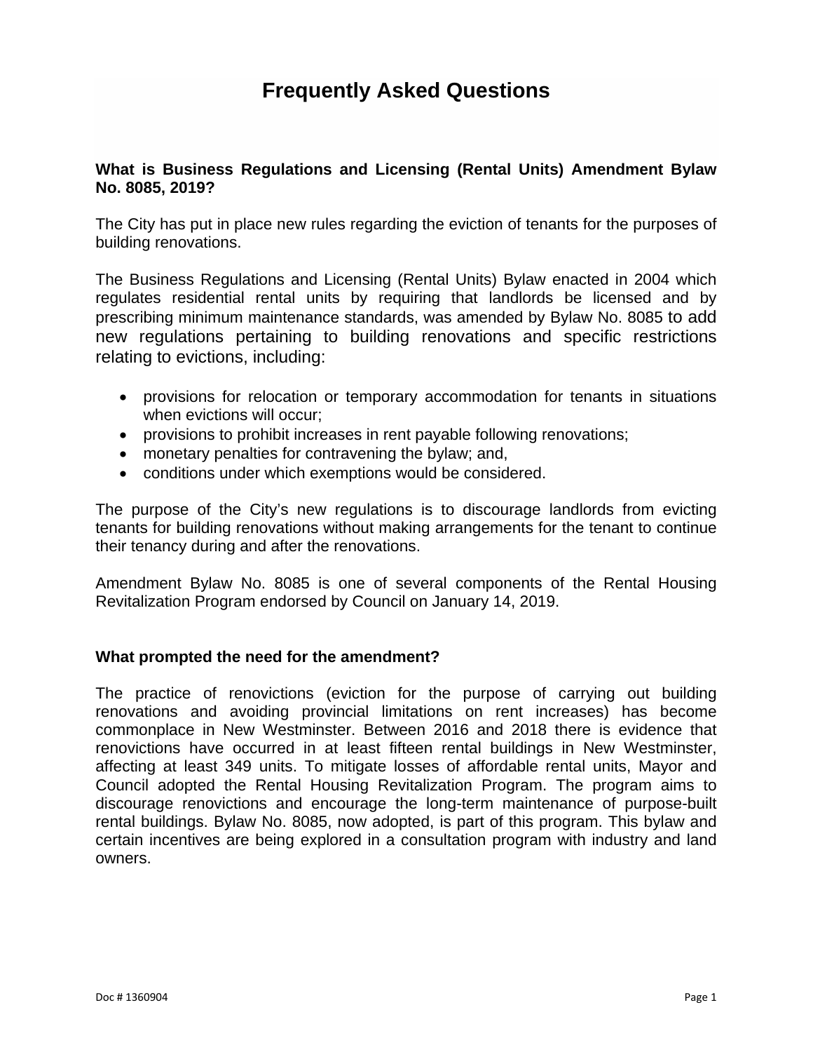# Frequently Asked Questions

### What is Business Regulations and Licensing (Rental Units) Amendment Bylaw No. 8085, 2019?

The City has put in place new rules regarding the eviction of tenants for the purposes of building renovations.

The Business Regulations and Licensing (Rental Units) Bylaw enacted in 2004 which regulates residential rental units by requiring that landlords be licensed and by prescribing minimum maintenance standards, was amended by Bylaw No. 8085 to add new regulations pertaining to building renovations and specific restrictions relating to evictions, including:

- provisions for relocation or temporary accommodation for tenants in situations when evictions will occur;
- provisions to prohibit increases in rent payable following renovations;
- monetary penalties for contravening the bylaw; and,
- conditions under which exemptions would be considered.

The purpose of the City's new regulations is to discourage landlords from evicting tenants for building renovations without making arrangements for the tenant to continue their tenancy during and after the renovations.

Amendment Bylaw No. 8085 is one of several components of the Rental Housing Revitalization Program endorsed by Council on January 14, 2019.

### What prompted the need for the amendment?

The practice of renovictions (eviction for the purpose of carrying out building renovations and avoiding provincial limitations on rent increases) has become commonplace in New Westminster. Between 2016 and 2018 there is evidence that renovictions have occurred in at least fifteen rental buildings in New Westminster, affecting at least 349 units. To mitigate losses of affordable rental units, Mayor and Council adopted the Rental Housing Revitalization Program. The program aims to discourage renovictions and encourage the long-term maintenance of purpose-built rental buildings. Bylaw No. 8085, now adopted, is part of this program. This bylaw and certain incentives are being explored in a consultation program with industry and land owners.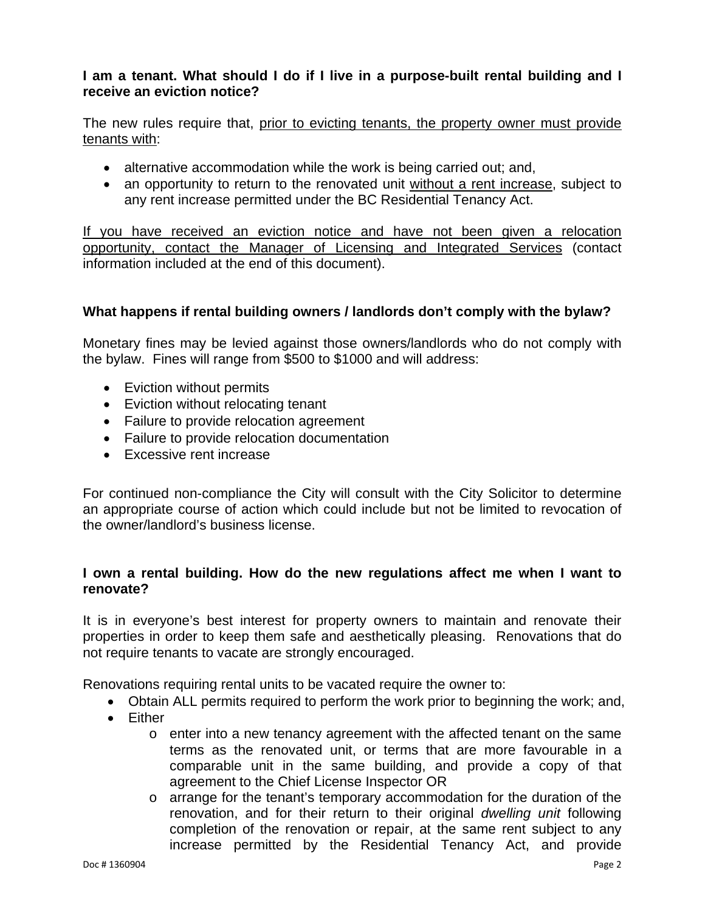**I am a tenant. What should I do if I live in a purpose-built rental building and I receive an eviction notice?**

The new rules require that, <u>prior to evicting tenants, the property owner must provide tenants with</u>:

- alternative accommodation while the work is being carried out; and,
- an opportunity to return to the renovated unit <u>without a rent increase</u>, subject to any rent increase permitted under the BC Residential Tenancy Act.

<u>If you have received an eviction notice and have not been given a relocation opportunity, contact the Manager of Licensing and Integrated Services</u> (contact information included at the end of this document).

**What happens if rental building owners / landlords don't comply with the bylaw?**

Monetary fines may be levied against those owners/landlords who do not comply with the bylaw. Fines will range from $500 to $1000 and will address:

- Eviction without permits
- Eviction without relocating tenant
- Failure to provide relocation agreement
- Failure to provide relocation documentation
- Excessive rent increase

For continued non-compliance the City will consult with the City Solicitor to determine an appropriate course of action which could include but not be limited to revocation of the owner/landlord's business license.

**I own a rental building. How do the new regulations affect me when I want to renovate?**

It is in everyone's best interest for property owners to maintain and renovate their properties in order to keep them safe and aesthetically pleasing. Renovations that do not require tenants to vacate are strongly encouraged.

Renovations requiring rental units to be vacated require the owner to:

- Obtain ALL permits required to perform the work prior to beginning the work; and,
- Either
    - enter into a new tenancy agreement with the affected tenant on the same terms as the renovated unit, or terms that are more favourable in a comparable unit in the same building, and provide a copy of that agreement to the Chief License Inspector OR
    - arrange for the tenant's temporary accommodation for the duration of the renovation, and for their return to their original *dwelling unit* following completion of the renovation or repair, at the same rent subject to any increase permitted by the Residential Tenancy Act, and provide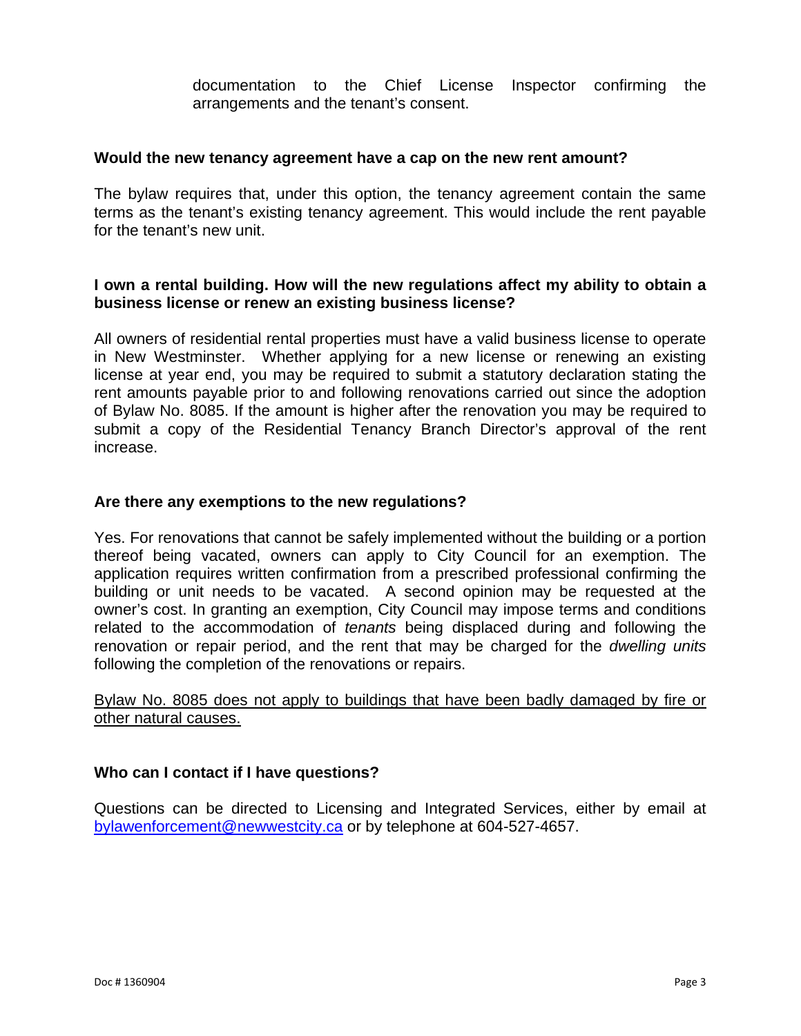documentation to the Chief License Inspector confirming the arrangements and the tenant's consent.

**Would the new tenancy agreement have a cap on the new rent amount?**

The bylaw requires that, under this option, the tenancy agreement contain the same terms as the tenant's existing tenancy agreement. This would include the rent payable for the tenant's new unit.

**I own a rental building. How will the new regulations affect my ability to obtain a business license or renew an existing business license?**

All owners of residential rental properties must have a valid business license to operate in New Westminster. Whether applying for a new license or renewing an existing license at year end, you may be required to submit a statutory declaration stating the rent amounts payable prior to and following renovations carried out since the adoption of Bylaw No. 8085. If the amount is higher after the renovation you may be required to submit a copy of the Residential Tenancy Branch Director's approval of the rent increase.

**Are there any exemptions to the new regulations?**

Yes. For renovations that cannot be safely implemented without the building or a portion thereof being vacated, owners can apply to City Council for an exemption. The application requires written confirmation from a prescribed professional confirming the building or unit needs to be vacated. A second opinion may be requested at the owner's cost. In granting an exemption, City Council may impose terms and conditions related to the accommodation of *tenants* being displaced during and following the renovation or repair period, and the rent that may be charged for the *dwelling units* following the completion of the renovations or repairs.

Bylaw No. 8085 does not apply to buildings that have been badly damaged by fire or other natural causes.

**Who can I contact if I have questions?**

Questions can be directed to Licensing and Integrated Services, either by email at bylawenforcement@newwestcity.ca or by telephone at 604-527-4657.

Doc # 1360904